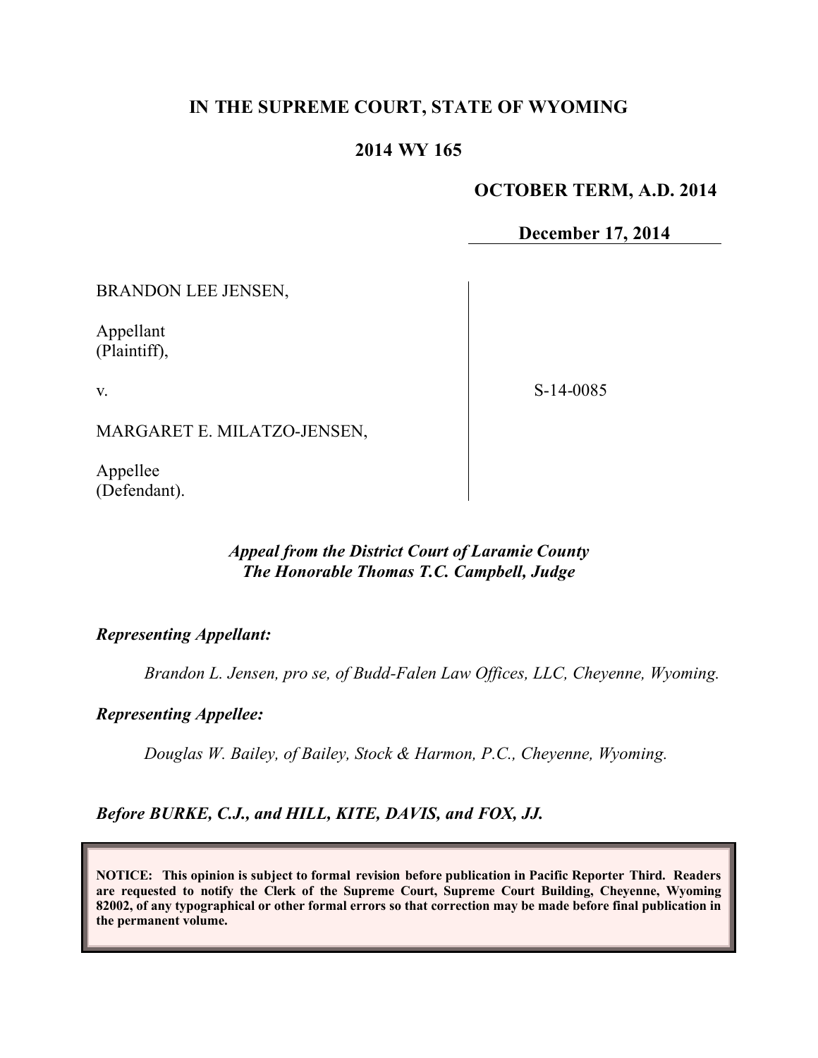**IN THE SUPREME COURT, STATE OF WYOMING**

**2014 WY 165**

**OCTOBER TERM, A.D. 2014**

**December 17, 2014**

BRANDON LEE JENSEN,

Appellant
(Plaintiff),

v.

MARGARET E. MILATZO-JENSEN,

Appellee
(Defendant).

S-14-0085

***Appeal from the District Court of Laramie County***
***The Honorable Thomas T.C. Campbell, Judge***

***Representing Appellant:***

*Brandon L. Jensen, pro se, of Budd-Falen Law Offices, LLC, Cheyenne, Wyoming.*

***Representing Appellee:***

*Douglas W. Bailey, of Bailey, Stock & Harmon, P.C., Cheyenne, Wyoming.*

***Before BURKE, C.J., and HILL, KITE, DAVIS, and FOX, JJ.***

**NOTICE: This opinion is subject to formal revision before publication in Pacific Reporter Third. Readers are requested to notify the Clerk of the Supreme Court, Supreme Court Building, Cheyenne, Wyoming 82002, of any typographical or other formal errors so that correction may be made before final publication in the permanent volume.**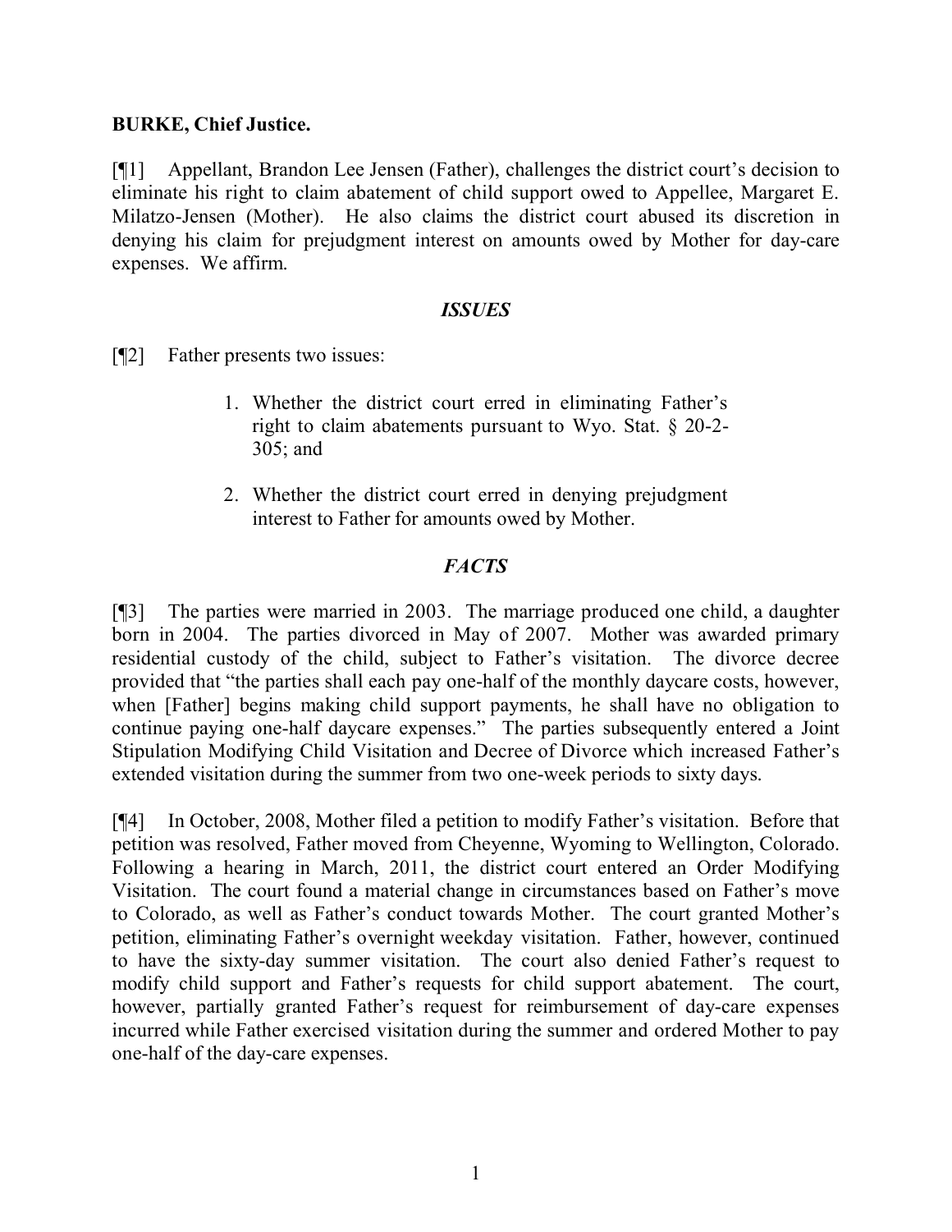**BURKE, Chief Justice.**

[¶1] Appellant, Brandon Lee Jensen (Father), challenges the district court's decision to eliminate his right to claim abatement of child support owed to Appellee, Margaret E. Milatzo-Jensen (Mother). He also claims the district court abused its discretion in denying his claim for prejudgment interest on amounts owed by Mother for day-care expenses. We affirm.

### *ISSUES*

[¶2] Father presents two issues:

> 1. Whether the district court erred in eliminating Father's right to claim abatements pursuant to Wyo. Stat. § 20-2-305; and
>
> 2. Whether the district court erred in denying prejudgment interest to Father for amounts owed by Mother.

### *FACTS*

[¶3] The parties were married in 2003. The marriage produced one child, a daughter born in 2004. The parties divorced in May of 2007. Mother was awarded primary residential custody of the child, subject to Father's visitation. The divorce decree provided that "the parties shall each pay one-half of the monthly daycare costs, however, when [Father] begins making child support payments, he shall have no obligation to continue paying one-half daycare expenses." The parties subsequently entered a Joint Stipulation Modifying Child Visitation and Decree of Divorce which increased Father's extended visitation during the summer from two one-week periods to sixty days.

[¶4] In October, 2008, Mother filed a petition to modify Father's visitation. Before that petition was resolved, Father moved from Cheyenne, Wyoming to Wellington, Colorado. Following a hearing in March, 2011, the district court entered an Order Modifying Visitation. The court found a material change in circumstances based on Father's move to Colorado, as well as Father's conduct towards Mother. The court granted Mother's petition, eliminating Father's overnight weekday visitation. Father, however, continued to have the sixty-day summer visitation. The court also denied Father's request to modify child support and Father's requests for child support abatement. The court, however, partially granted Father's request for reimbursement of day-care expenses incurred while Father exercised visitation during the summer and ordered Mother to pay one-half of the day-care expenses.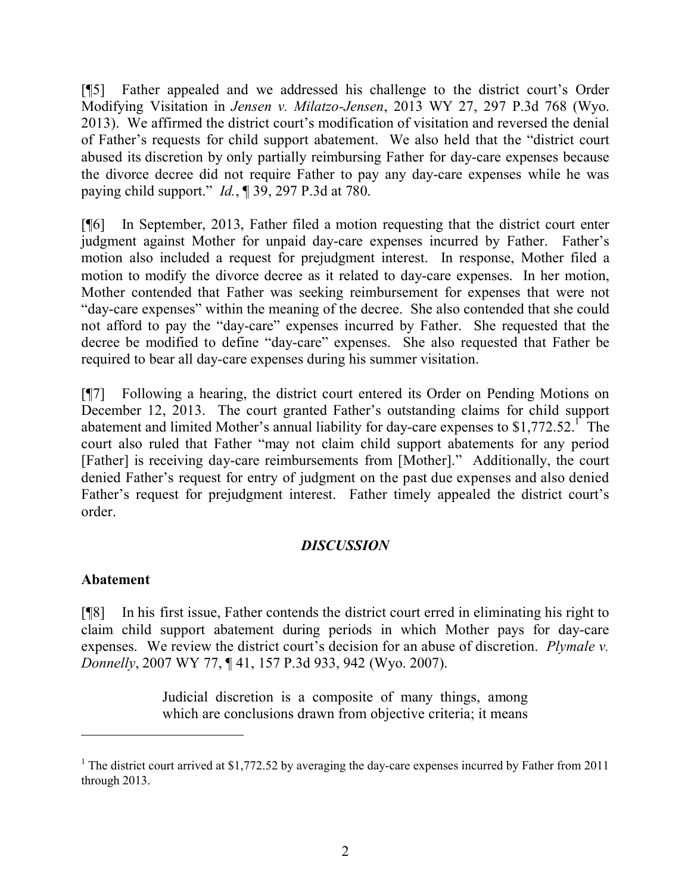[¶5] Father appealed and we addressed his challenge to the district court's Order Modifying Visitation in *Jensen v. Milatzo-Jensen*, 2013 WY 27, 297 P.3d 768 (Wyo. 2013). We affirmed the district court's modification of visitation and reversed the denial of Father's requests for child support abatement. We also held that the "district court abused its discretion by only partially reimbursing Father for day-care expenses because the divorce decree did not require Father to pay any day-care expenses while he was paying child support." *Id.*, ¶ 39, 297 P.3d at 780.

[¶6] In September, 2013, Father filed a motion requesting that the district court enter judgment against Mother for unpaid day-care expenses incurred by Father. Father's motion also included a request for prejudgment interest. In response, Mother filed a motion to modify the divorce decree as it related to day-care expenses. In her motion, Mother contended that Father was seeking reimbursement for expenses that were not "day-care expenses" within the meaning of the decree. She also contended that she could not afford to pay the "day-care" expenses incurred by Father. She requested that the decree be modified to define "day-care" expenses. She also requested that Father be required to bear all day-care expenses during his summer visitation.

[¶7] Following a hearing, the district court entered its Order on Pending Motions on December 12, 2013. The court granted Father's outstanding claims for child support abatement and limited Mother's annual liability for day-care expenses to $1,772.52.[1] The court also ruled that Father "may not claim child support abatements for any period [Father] is receiving day-care reimbursements from [Mother]." Additionally, the court denied Father's request for entry of judgment on the past due expenses and also denied Father's request for prejudgment interest. Father timely appealed the district court's order.

## *DISCUSSION*

### Abatement

[¶8] In his first issue, Father contends the district court erred in eliminating his right to claim child support abatement during periods in which Mother pays for day-care expenses. We review the district court's decision for an abuse of discretion. *Plymale v. Donnelly*, 2007 WY 77, ¶ 41, 157 P.3d 933, 942 (Wyo. 2007).

> Judicial discretion is a composite of many things, among which are conclusions drawn from objective criteria; it means

---

[1] The district court arrived at $1,772.52 by averaging the day-care expenses incurred by Father from 2011 through 2013.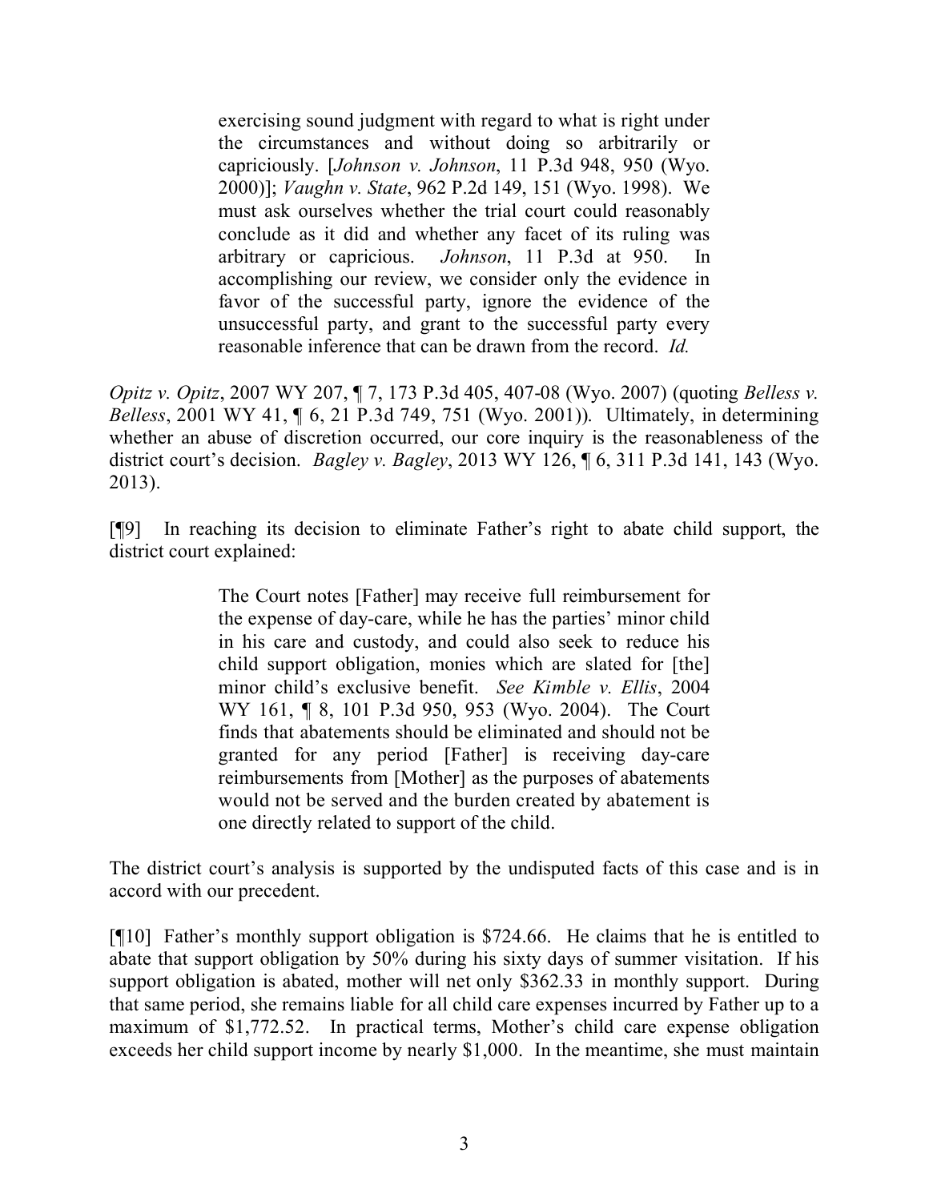> exercising sound judgment with regard to what is right under the circumstances and without doing so arbitrarily or capriciously. [*Johnson v. Johnson*, 11 P.3d 948, 950 (Wyo. 2000)]; *Vaughn v. State*, 962 P.2d 149, 151 (Wyo. 1998). We must ask ourselves whether the trial court could reasonably conclude as it did and whether any facet of its ruling was arbitrary or capricious. *Johnson*, 11 P.3d at 950. In accomplishing our review, we consider only the evidence in favor of the successful party, ignore the evidence of the unsuccessful party, and grant to the successful party every reasonable inference that can be drawn from the record. *Id.*

*Opitz v. Opitz*, 2007 WY 207, ¶ 7, 173 P.3d 405, 407-08 (Wyo. 2007) (quoting *Belless v. Belless*, 2001 WY 41, ¶ 6, 21 P.3d 749, 751 (Wyo. 2001)). Ultimately, in determining whether an abuse of discretion occurred, our core inquiry is the reasonableness of the district court's decision. *Bagley v. Bagley*, 2013 WY 126, ¶ 6, 311 P.3d 141, 143 (Wyo. 2013).

[¶9] In reaching its decision to eliminate Father's right to abate child support, the district court explained:

> The Court notes [Father] may receive full reimbursement for the expense of day-care, while he has the parties' minor child in his care and custody, and could also seek to reduce his child support obligation, monies which are slated for [the] minor child's exclusive benefit. *See Kimble v. Ellis*, 2004 WY 161, ¶ 8, 101 P.3d 950, 953 (Wyo. 2004). The Court finds that abatements should be eliminated and should not be granted for any period [Father] is receiving day-care reimbursements from [Mother] as the purposes of abatements would not be served and the burden created by abatement is one directly related to support of the child.

The district court's analysis is supported by the undisputed facts of this case and is in accord with our precedent.

[¶10] Father's monthly support obligation is $724.66. He claims that he is entitled to abate that support obligation by 50% during his sixty days of summer visitation. If his support obligation is abated, mother will net only $362.33 in monthly support. During that same period, she remains liable for all child care expenses incurred by Father up to a maximum of $1,772.52. In practical terms, Mother's child care expense obligation exceeds her child support income by nearly $1,000. In the meantime, she must maintain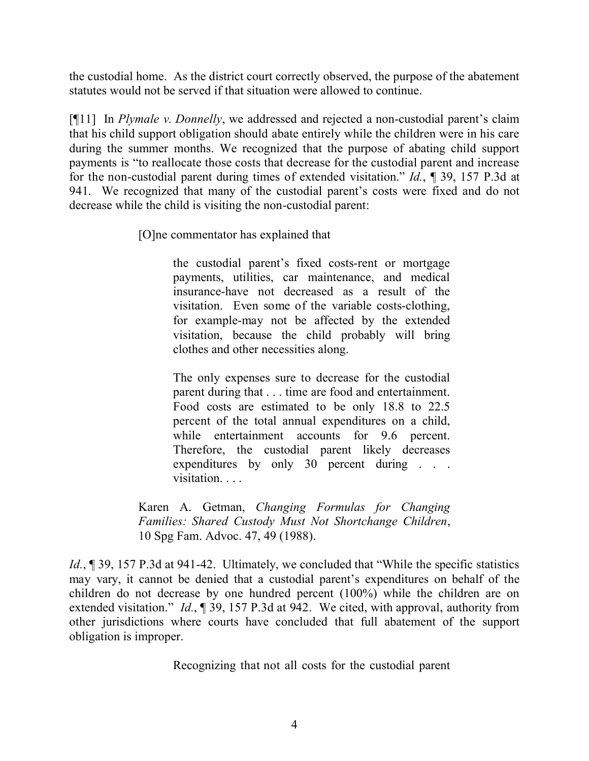the custodial home. As the district court correctly observed, the purpose of the abatement statutes would not be served if that situation were allowed to continue.

[¶11] In *Plymale v. Donnelly*, we addressed and rejected a non-custodial parent's claim that his child support obligation should abate entirely while the children were in his care during the summer months. We recognized that the purpose of abating child support payments is "to reallocate those costs that decrease for the custodial parent and increase for the non-custodial parent during times of extended visitation." *Id.*, ¶ 39, 157 P.3d at 941. We recognized that many of the custodial parent's costs were fixed and do not decrease while the child is visiting the non-custodial parent:

> [O]ne commentator has explained that
>
> > the custodial parent's fixed costs-rent or mortgage payments, utilities, car maintenance, and medical insurance-have not decreased as a result of the visitation. Even some of the variable costs-clothing, for example-may not be affected by the extended visitation, because the child probably will bring clothes and other necessities along.
> >
> > The only expenses sure to decrease for the custodial parent during that . . . time are food and entertainment. Food costs are estimated to be only 18.8 to 22.5 percent of the total annual expenditures on a child, while entertainment accounts for 9.6 percent. Therefore, the custodial parent likely decreases expenditures by only 30 percent during . . . visitation. . . .
>
> Karen A. Getman, *Changing Formulas for Changing Families: Shared Custody Must Not Shortchange Children*, 10 Spg Fam. Advoc. 47, 49 (1988).

*Id.*, ¶ 39, 157 P.3d at 941-42. Ultimately, we concluded that "While the specific statistics may vary, it cannot be denied that a custodial parent's expenditures on behalf of the children do not decrease by one hundred percent (100%) while the children are on extended visitation." *Id.*, ¶ 39, 157 P.3d at 942. We cited, with approval, authority from other jurisdictions where courts have concluded that full abatement of the support obligation is improper.

> Recognizing that not all costs for the custodial parent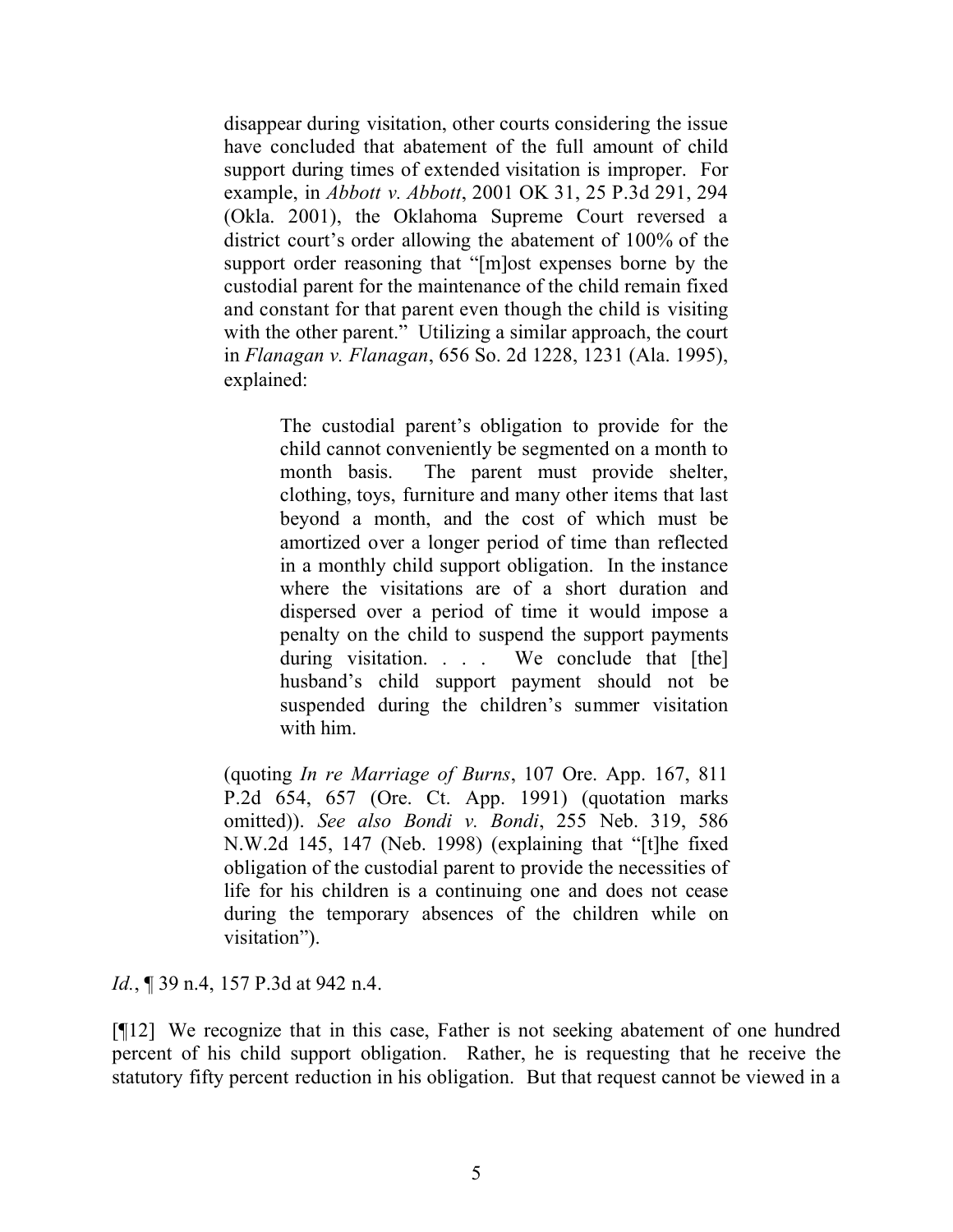disappear during visitation, other courts considering the issue have concluded that abatement of the full amount of child support during times of extended visitation is improper. For example, in *Abbott v. Abbott*, 2001 OK 31, 25 P.3d 291, 294 (Okla. 2001), the Oklahoma Supreme Court reversed a district court's order allowing the abatement of 100% of the support order reasoning that "[m]ost expenses borne by the custodial parent for the maintenance of the child remain fixed and constant for that parent even though the child is visiting with the other parent." Utilizing a similar approach, the court in *Flanagan v. Flanagan*, 656 So. 2d 1228, 1231 (Ala. 1995), explained:

> The custodial parent's obligation to provide for the child cannot conveniently be segmented on a month to month basis. The parent must provide shelter, clothing, toys, furniture and many other items that last beyond a month, and the cost of which must be amortized over a longer period of time than reflected in a monthly child support obligation. In the instance where the visitations are of a short duration and dispersed over a period of time it would impose a penalty on the child to suspend the support payments during visitation. . . . We conclude that [the] husband's child support payment should not be suspended during the children's summer visitation with him.

(quoting *In re Marriage of Burns*, 107 Ore. App. 167, 811 P.2d 654, 657 (Ore. Ct. App. 1991) (quotation marks omitted)). *See also Bondi v. Bondi*, 255 Neb. 319, 586 N.W.2d 145, 147 (Neb. 1998) (explaining that "[t]he fixed obligation of the custodial parent to provide the necessities of life for his children is a continuing one and does not cease during the temporary absences of the children while on visitation").

*Id.*, ¶ 39 n.4, 157 P.3d at 942 n.4.

[¶12] We recognize that in this case, Father is not seeking abatement of one hundred percent of his child support obligation. Rather, he is requesting that he receive the statutory fifty percent reduction in his obligation. But that request cannot be viewed in a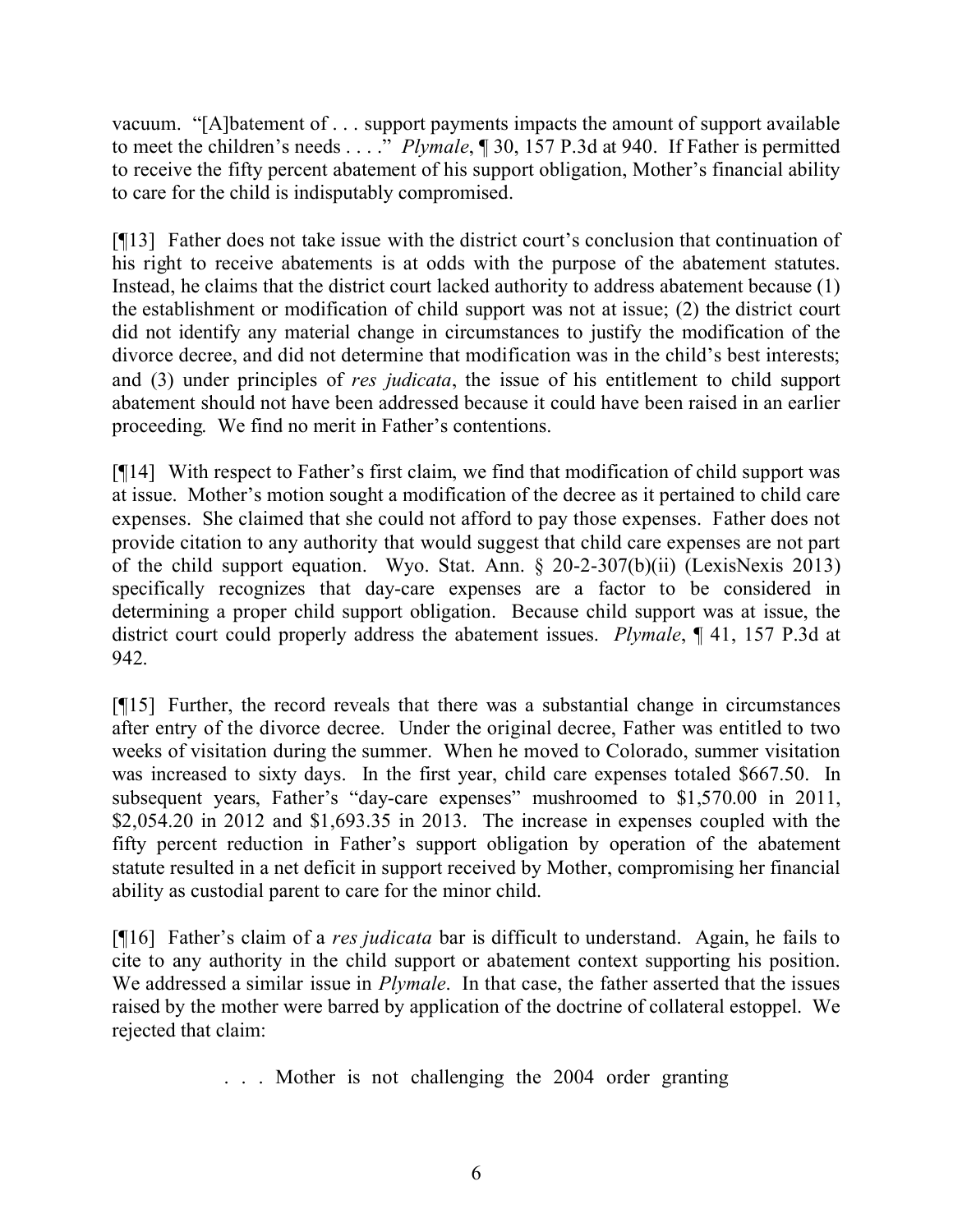vacuum. "[A]batement of . . . support payments impacts the amount of support available to meet the children's needs . . . ." *Plymale*, ¶ 30, 157 P.3d at 940. If Father is permitted to receive the fifty percent abatement of his support obligation, Mother's financial ability to care for the child is indisputably compromised.

[¶13] Father does not take issue with the district court's conclusion that continuation of his right to receive abatements is at odds with the purpose of the abatement statutes. Instead, he claims that the district court lacked authority to address abatement because (1) the establishment or modification of child support was not at issue; (2) the district court did not identify any material change in circumstances to justify the modification of the divorce decree, and did not determine that modification was in the child's best interests; and (3) under principles of *res judicata*, the issue of his entitlement to child support abatement should not have been addressed because it could have been raised in an earlier proceeding. We find no merit in Father's contentions.

[¶14] With respect to Father's first claim, we find that modification of child support was at issue. Mother's motion sought a modification of the decree as it pertained to child care expenses. She claimed that she could not afford to pay those expenses. Father does not provide citation to any authority that would suggest that child care expenses are not part of the child support equation. Wyo. Stat. Ann. § 20-2-307(b)(ii) (LexisNexis 2013) specifically recognizes that day-care expenses are a factor to be considered in determining a proper child support obligation. Because child support was at issue, the district court could properly address the abatement issues. *Plymale*, ¶ 41, 157 P.3d at 942.

[¶15] Further, the record reveals that there was a substantial change in circumstances after entry of the divorce decree. Under the original decree, Father was entitled to two weeks of visitation during the summer. When he moved to Colorado, summer visitation was increased to sixty days. In the first year, child care expenses totaled $667.50. In subsequent years, Father's "day-care expenses" mushroomed to $1,570.00 in 2011, $2,054.20 in 2012 and $1,693.35 in 2013. The increase in expenses coupled with the fifty percent reduction in Father's support obligation by operation of the abatement statute resulted in a net deficit in support received by Mother, compromising her financial ability as custodial parent to care for the minor child.

[¶16] Father's claim of a *res judicata* bar is difficult to understand. Again, he fails to cite to any authority in the child support or abatement context supporting his position. We addressed a similar issue in *Plymale*. In that case, the father asserted that the issues raised by the mother were barred by application of the doctrine of collateral estoppel. We rejected that claim:

> . . . Mother is not challenging the 2004 order granting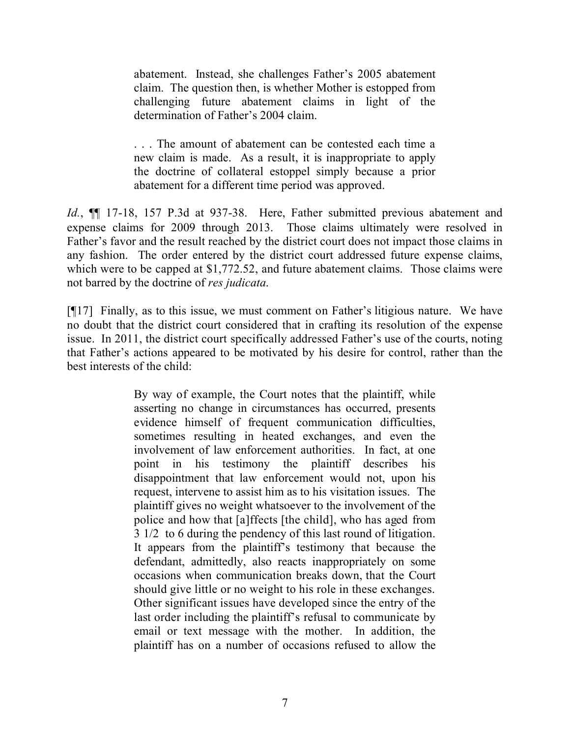> abatement. Instead, she challenges Father's 2005 abatement claim. The question then, is whether Mother is estopped from challenging future abatement claims in light of the determination of Father's 2004 claim.
>
> . . . The amount of abatement can be contested each time a new claim is made. As a result, it is inappropriate to apply the doctrine of collateral estoppel simply because a prior abatement for a different time period was approved.

*Id.*, ¶¶ 17-18, 157 P.3d at 937-38. Here, Father submitted previous abatement and expense claims for 2009 through 2013. Those claims ultimately were resolved in Father's favor and the result reached by the district court does not impact those claims in any fashion. The order entered by the district court addressed future expense claims, which were to be capped at $1,772.52, and future abatement claims. Those claims were not barred by the doctrine of *res judicata*.

[¶17] Finally, as to this issue, we must comment on Father's litigious nature. We have no doubt that the district court considered that in crafting its resolution of the expense issue. In 2011, the district court specifically addressed Father's use of the courts, noting that Father's actions appeared to be motivated by his desire for control, rather than the best interests of the child:

> By way of example, the Court notes that the plaintiff, while asserting no change in circumstances has occurred, presents evidence himself of frequent communication difficulties, sometimes resulting in heated exchanges, and even the involvement of law enforcement authorities. In fact, at one point in his testimony the plaintiff describes his disappointment that law enforcement would not, upon his request, intervene to assist him as to his visitation issues. The plaintiff gives no weight whatsoever to the involvement of the police and how that [a]ffects [the child], who has aged from 3 1/2 to 6 during the pendency of this last round of litigation. It appears from the plaintiff's testimony that because the defendant, admittedly, also reacts inappropriately on some occasions when communication breaks down, that the Court should give little or no weight to his role in these exchanges. Other significant issues have developed since the entry of the last order including the plaintiff's refusal to communicate by email or text message with the mother. In addition, the plaintiff has on a number of occasions refused to allow the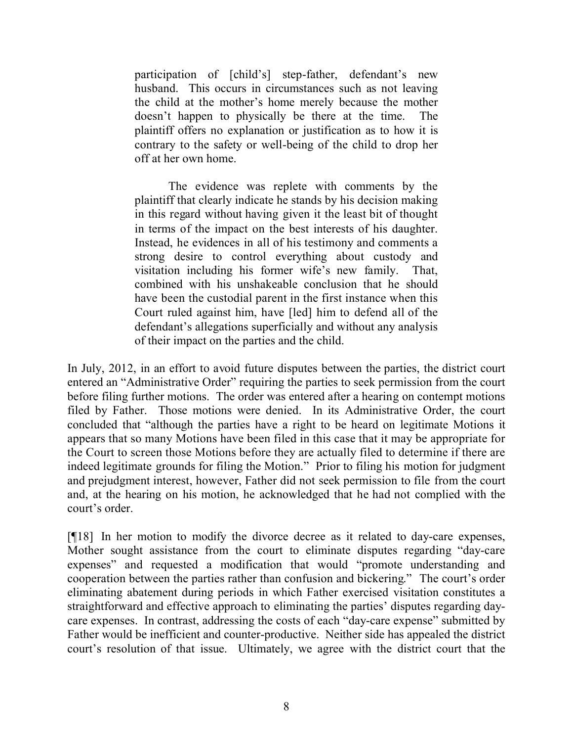> participation of [child's] step-father, defendant's new husband. This occurs in circumstances such as not leaving the child at the mother's home merely because the mother doesn't happen to physically be there at the time. The plaintiff offers no explanation or justification as to how it is contrary to the safety or well-being of the child to drop her off at her own home.
>
> The evidence was replete with comments by the plaintiff that clearly indicate he stands by his decision making in this regard without having given it the least bit of thought in terms of the impact on the best interests of his daughter. Instead, he evidences in all of his testimony and comments a strong desire to control everything about custody and visitation including his former wife's new family. That, combined with his unshakeable conclusion that he should have been the custodial parent in the first instance when this Court ruled against him, have [led] him to defend all of the defendant's allegations superficially and without any analysis of their impact on the parties and the child.

In July, 2012, in an effort to avoid future disputes between the parties, the district court entered an "Administrative Order" requiring the parties to seek permission from the court before filing further motions. The order was entered after a hearing on contempt motions filed by Father. Those motions were denied. In its Administrative Order, the court concluded that "although the parties have a right to be heard on legitimate Motions it appears that so many Motions have been filed in this case that it may be appropriate for the Court to screen those Motions before they are actually filed to determine if there are indeed legitimate grounds for filing the Motion." Prior to filing his motion for judgment and prejudgment interest, however, Father did not seek permission to file from the court and, at the hearing on his motion, he acknowledged that he had not complied with the court's order.

[¶18] In her motion to modify the divorce decree as it related to day-care expenses, Mother sought assistance from the court to eliminate disputes regarding "day-care expenses" and requested a modification that would "promote understanding and cooperation between the parties rather than confusion and bickering." The court's order eliminating abatement during periods in which Father exercised visitation constitutes a straightforward and effective approach to eliminating the parties' disputes regarding day-care expenses. In contrast, addressing the costs of each "day-care expense" submitted by Father would be inefficient and counter-productive. Neither side has appealed the district court's resolution of that issue. Ultimately, we agree with the district court that the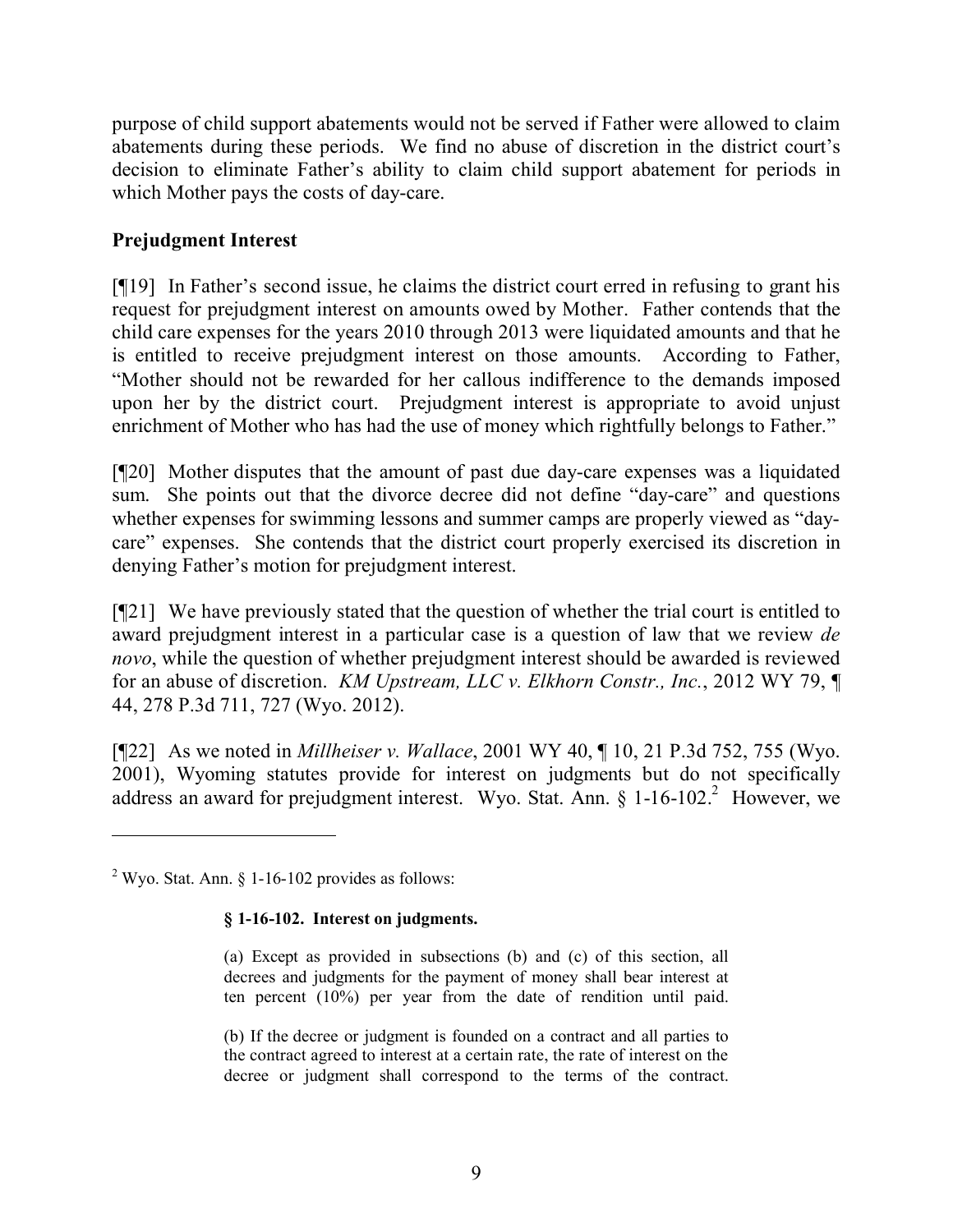purpose of child support abatements would not be served if Father were allowed to claim abatements during these periods. We find no abuse of discretion in the district court's decision to eliminate Father's ability to claim child support abatement for periods in which Mother pays the costs of day-care.

## Prejudgment Interest

[¶19] In Father's second issue, he claims the district court erred in refusing to grant his request for prejudgment interest on amounts owed by Mother. Father contends that the child care expenses for the years 2010 through 2013 were liquidated amounts and that he is entitled to receive prejudgment interest on those amounts. According to Father, "Mother should not be rewarded for her callous indifference to the demands imposed upon her by the district court. Prejudgment interest is appropriate to avoid unjust enrichment of Mother who has had the use of money which rightfully belongs to Father."

[¶20] Mother disputes that the amount of past due day-care expenses was a liquidated sum. She points out that the divorce decree did not define "day-care" and questions whether expenses for swimming lessons and summer camps are properly viewed as "day-care" expenses. She contends that the district court properly exercised its discretion in denying Father's motion for prejudgment interest.

[¶21] We have previously stated that the question of whether the trial court is entitled to award prejudgment interest in a particular case is a question of law that we review *de novo*, while the question of whether prejudgment interest should be awarded is reviewed for an abuse of discretion. *KM Upstream, LLC v. Elkhorn Constr., Inc.*, 2012 WY 79, ¶ 44, 278 P.3d 711, 727 (Wyo. 2012).

[¶22] As we noted in *Millheiser v. Wallace*, 2001 WY 40, ¶ 10, 21 P.3d 752, 755 (Wyo. 2001), Wyoming statutes provide for interest on judgments but do not specifically address an award for prejudgment interest. Wyo. Stat. Ann. § 1-16-102.[2] However, we

---

[2] Wyo. Stat. Ann. § 1-16-102 provides as follows:

> **§ 1-16-102. Interest on judgments.**
>
> (a) Except as provided in subsections (b) and (c) of this section, all decrees and judgments for the payment of money shall bear interest at ten percent (10%) per year from the date of rendition until paid.
>
> (b) If the decree or judgment is founded on a contract and all parties to the contract agreed to interest at a certain rate, the rate of interest on the decree or judgment shall correspond to the terms of the contract.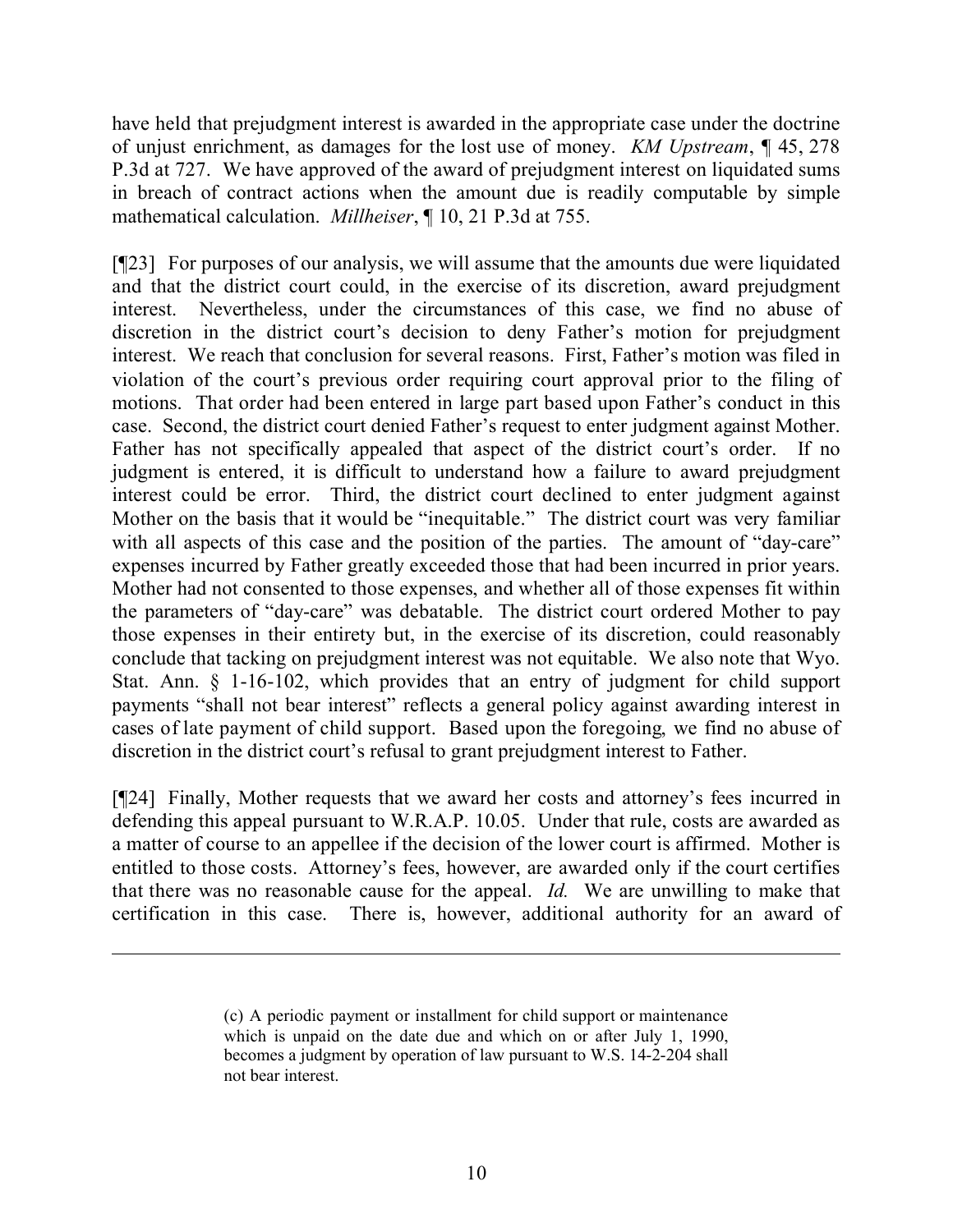have held that prejudgment interest is awarded in the appropriate case under the doctrine of unjust enrichment, as damages for the lost use of money. *KM Upstream*, ¶ 45, 278 P.3d at 727. We have approved of the award of prejudgment interest on liquidated sums in breach of contract actions when the amount due is readily computable by simple mathematical calculation. *Millheiser*, ¶ 10, 21 P.3d at 755.

[¶23] For purposes of our analysis, we will assume that the amounts due were liquidated and that the district court could, in the exercise of its discretion, award prejudgment interest. Nevertheless, under the circumstances of this case, we find no abuse of discretion in the district court's decision to deny Father's motion for prejudgment interest. We reach that conclusion for several reasons. First, Father's motion was filed in violation of the court's previous order requiring court approval prior to the filing of motions. That order had been entered in large part based upon Father's conduct in this case. Second, the district court denied Father's request to enter judgment against Mother. Father has not specifically appealed that aspect of the district court's order. If no judgment is entered, it is difficult to understand how a failure to award prejudgment interest could be error. Third, the district court declined to enter judgment against Mother on the basis that it would be "inequitable." The district court was very familiar with all aspects of this case and the position of the parties. The amount of "day-care" expenses incurred by Father greatly exceeded those that had been incurred in prior years. Mother had not consented to those expenses, and whether all of those expenses fit within the parameters of "day-care" was debatable. The district court ordered Mother to pay those expenses in their entirety but, in the exercise of its discretion, could reasonably conclude that tacking on prejudgment interest was not equitable. We also note that Wyo. Stat. Ann. § 1-16-102, which provides that an entry of judgment for child support payments "shall not bear interest" reflects a general policy against awarding interest in cases of late payment of child support. Based upon the foregoing, we find no abuse of discretion in the district court's refusal to grant prejudgment interest to Father.

[¶24] Finally, Mother requests that we award her costs and attorney's fees incurred in defending this appeal pursuant to W.R.A.P. 10.05. Under that rule, costs are awarded as a matter of course to an appellee if the decision of the lower court is affirmed. Mother is entitled to those costs. Attorney's fees, however, are awarded only if the court certifies that there was no reasonable cause for the appeal. *Id.* We are unwilling to make that certification in this case. There is, however, additional authority for an award of

---

> (c) A periodic payment or installment for child support or maintenance which is unpaid on the date due and which on or after July 1, 1990, becomes a judgment by operation of law pursuant to W.S. 14-2-204 shall not bear interest.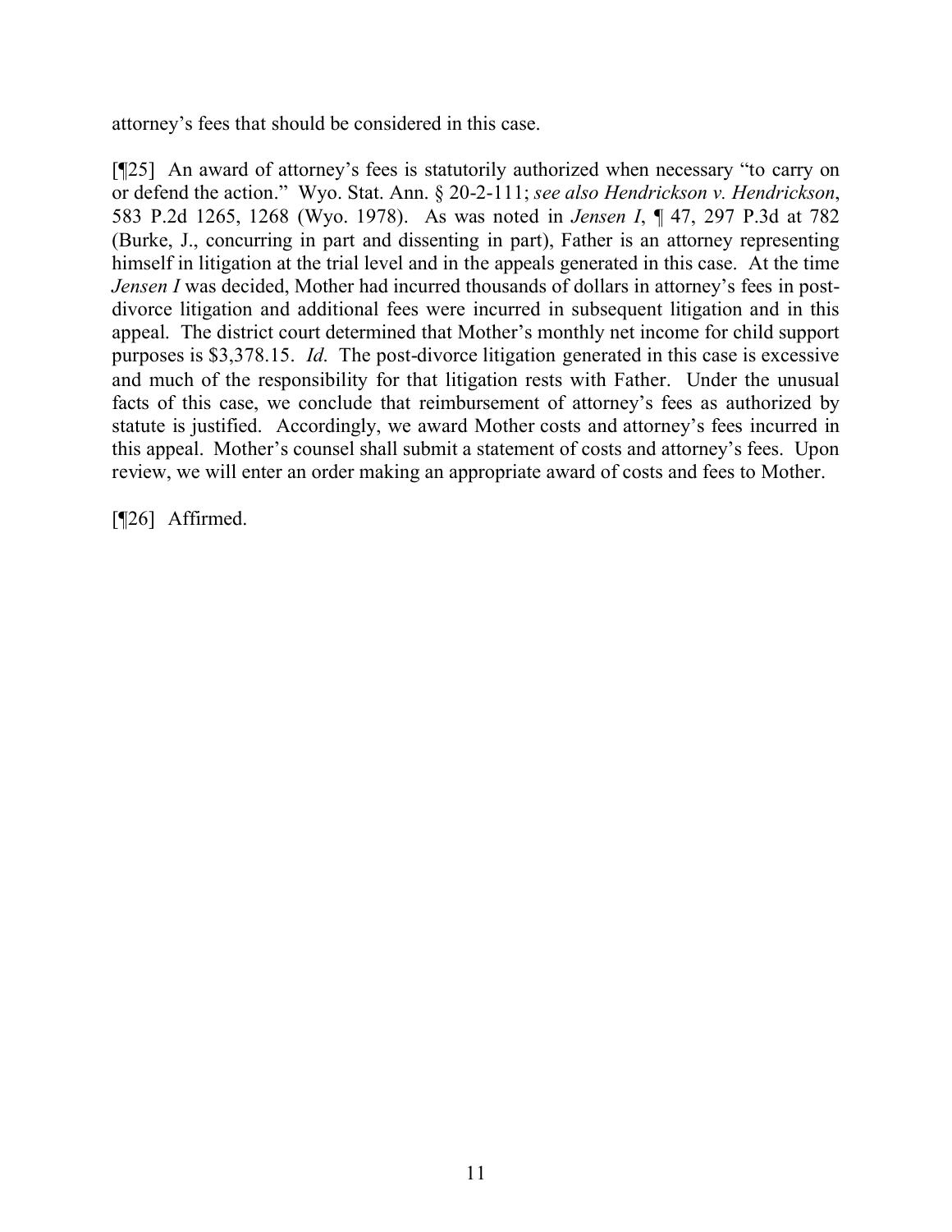attorney's fees that should be considered in this case.

[¶25] An award of attorney's fees is statutorily authorized when necessary "to carry on or defend the action." Wyo. Stat. Ann. § 20-2-111; *see also Hendrickson v. Hendrickson*, 583 P.2d 1265, 1268 (Wyo. 1978). As was noted in *Jensen I*, ¶ 47, 297 P.3d at 782 (Burke, J., concurring in part and dissenting in part), Father is an attorney representing himself in litigation at the trial level and in the appeals generated in this case. At the time *Jensen I* was decided, Mother had incurred thousands of dollars in attorney's fees in post-divorce litigation and additional fees were incurred in subsequent litigation and in this appeal. The district court determined that Mother's monthly net income for child support purposes is $3,378.15. *Id.* The post-divorce litigation generated in this case is excessive and much of the responsibility for that litigation rests with Father. Under the unusual facts of this case, we conclude that reimbursement of attorney's fees as authorized by statute is justified. Accordingly, we award Mother costs and attorney's fees incurred in this appeal. Mother's counsel shall submit a statement of costs and attorney's fees. Upon review, we will enter an order making an appropriate award of costs and fees to Mother.

[¶26] Affirmed.